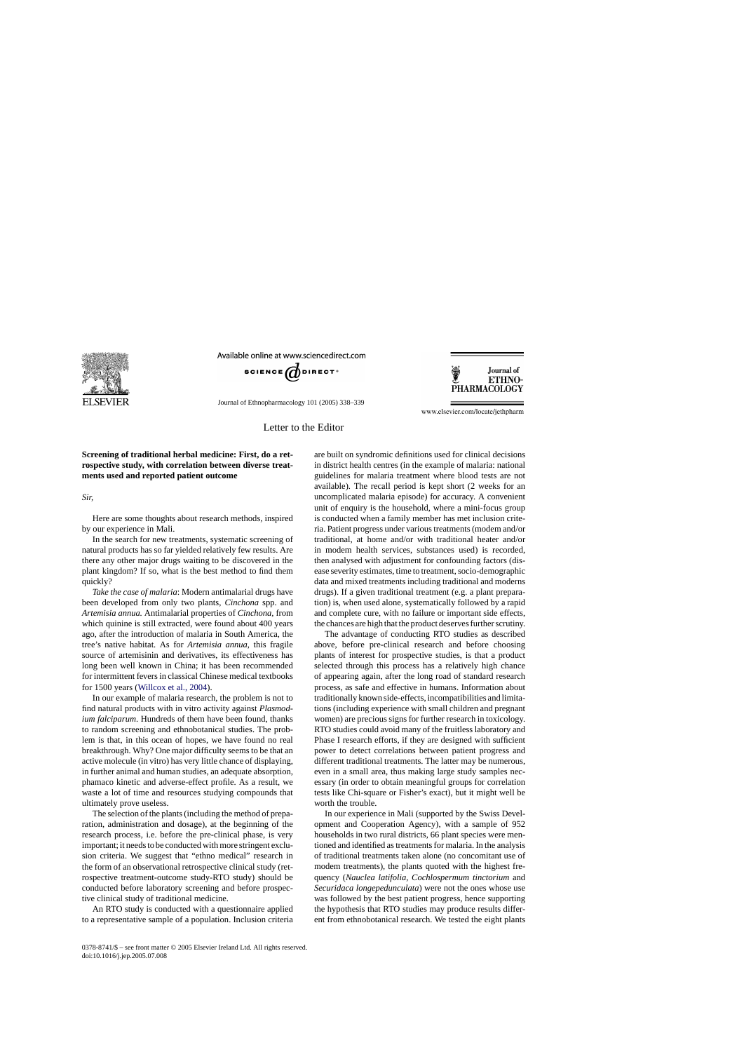Letter to the Editor

**Screening of traditional herbal medicine: First, do a retrospective study, with correlation between diverse treatments used and reported patient outcome**

*Sir,*

Here are some thoughts about research methods, inspired by our experience in Mali.

In the search for new treatments, systematic screening of natural products has so far yielded relatively few results. Are there any other major drugs waiting to be discovered in the plant kingdom? If so, what is the best method to find them quickly?

*Take the case of malaria*: Modern antimalarial drugs have been developed from only two plants, *Cinchona* spp. and *Artemisia annua.* Antimalarial properties of *Cinchona*, from which quinine is still extracted, were found about 400 years ago, after the introduction of malaria in South America, the tree's native habitat. As for *Artemisia annua*, this fragile source of artemisinin and derivatives, its effectiveness has long been well known in China; it has been recommended for intermittent fevers in classical Chinese medical textbooks for 1500 years (Willcox et al., 2004).

In our example of malaria research, the problem is not to find natural products with in vitro activity against *Plasmodium falciparum*. Hundreds of them have been found, thanks to random screening and ethnobotanical studies. The problem is that, in this ocean of hopes, we have found no real breakthrough. Why? One major difficulty seems to be that an active molecule (in vitro) has very little chance of displaying, in further animal and human studies, an adequate absorption, phamaco kinetic and adverse-effect profile. As a result, we waste a lot of time and resources studying compounds that ultimately prove useless.

The selection of the plants (including the method of preparation, administration and dosage), at the beginning of the research process, i.e. before the pre-clinical phase, is very important; it needs to be conducted with more stringent exclusion criteria. We suggest that "ethno medical" research in the form of an observational retrospective clinical study (retrospective treatment-outcome study-RTO study) should be conducted before laboratory screening and before prospective clinical study of traditional medicine.

An RTO study is conducted with a questionnaire applied to a representative sample of a population. Inclusion criteria are built on syndromic definitions used for clinical decisions in district health centres (in the example of malaria: national guidelines for malaria treatment where blood tests are not available). The recall period is kept short (2 weeks for an uncomplicated malaria episode) for accuracy. A convenient unit of enquiry is the household, where a mini-focus group is conducted when a family member has met inclusion criteria. Patient progress under various treatments (modern and/or traditional, at home and/or with traditional heater and/or in modern health services, substances used) is recorded, then analysed with adjustment for confounding factors (disease severity estimates, time to treatment, socio-demographic data and mixed treatments including traditional and moderns drugs). If a given traditional treatment (e.g. a plant preparation) is, when used alone, systematically followed by a rapid and complete cure, with no failure or important side effects, the chances are high that the product deserves further scrutiny.

The advantage of conducting RTO studies as described above, before pre-clinical research and before choosing plants of interest for prospective studies, is that a product selected through this process has a relatively high chance of appearing again, after the long road of standard research process, as safe and effective in humans. Information about traditionally known side-effects, incompatibilities and limitations (including experience with small children and pregnant women) are precious signs for further research in toxicology. RTO studies could avoid many of the fruitless laboratory and Phase I research efforts, if they are designed with sufficient power to detect correlations between patient progress and different traditional treatments. The latter may be numerous, even in a small area, thus making large study samples necessary (in order to obtain meaningful groups for correlation tests like Chi-square or Fisher's exact), but it might well be worth the trouble.

In our experience in Mali (supported by the Swiss Development and Cooperation Agency), with a sample of 952 households in two rural districts, 66 plant species were mentioned and identified as treatments for malaria. In the analysis of traditional treatments taken alone (no concomitant use of modern treatments), the plants quoted with the highest frequency (*Nauclea latifolia*, *Cochlospermum tinctorium* and *Securidaca longepedunculata*) were not the ones whose use was followed by the best patient progress, hence supporting the hypothesis that RTO studies may produce results different from ethnobotanical research. We tested the eight plants

0378-8741/$ – see front matter © 2005 Elsevier Ireland Ltd. All rights reserved.
doi:10.1016/j.jep.2005.07.008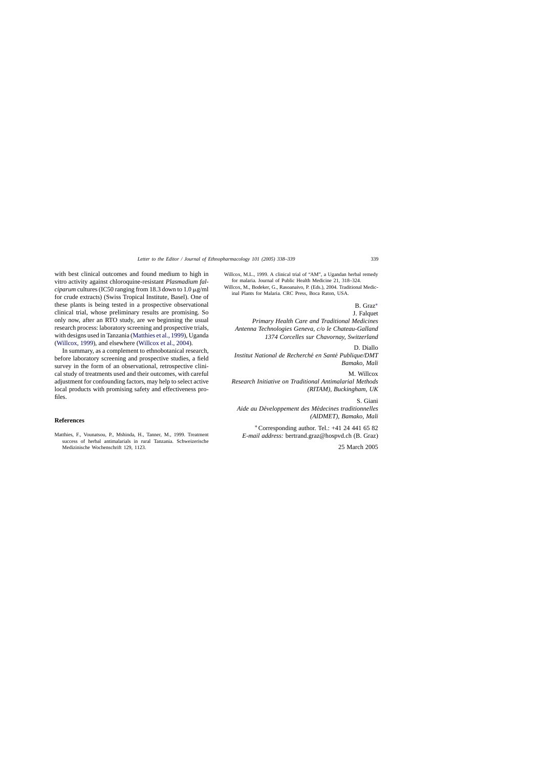with best clinical outcomes and found medium to high in vitro activity against chloroquine-resistant *Plasmadium falciparum* cultures (IC50 ranging from 18.3 down to 1.0 μg/ml for crude extracts) (Swiss Tropical Institute, Basel). One of these plants is being tested in a prospective observational clinical trial, whose preliminary results are promising. So only now, after an RTO study, are we beginning the usual research process: laboratory screening and prospective trials, with designs used in Tanzania (Matthies et al., 1999), Uganda (Willcox, 1999), and elsewhere (Willcox et al., 2004).

In summary, as a complement to ethnobotanical research, before laboratory screening and prospective studies, a field survey in the form of an observational, retrospective clinical study of treatments used and their outcomes, with careful adjustment for confounding factors, may help to select active local products with promising safety and effectiveness profiles.

## References

Matthies, F., Vounatsou, P., Mshinda, H., Tanner, M., 1999. Treatment success of herbal antimalarials in rural Tanzania. Schweizerische Medizinische Wochenschrift 129, 1123.

Willcox, M.L., 1999. A clinical trial of "AM", a Ugandan herbal remedy for malaria. Journal of Public Health Medicine 21, 318–324.

Willcox, M., Bodeker, G., Rasoanaivo, P. (Eds.), 2004. Traditional Medicinal Plants for Malaria. CRC Press, Boca Raton, USA.

B. Graz*
J. Falquet
*Primary Health Care and Traditional Medicines Antenna Technologies Geneva, c/o le Chateau-Galland 1374 Corcelles sur Chavornay, Switzerland*

D. Diallo
*Institut National de Recherché en Santé Publique/DMT Bamako, Mali*

M. Willcox
*Research Initiative on Traditional Antimalarial Methods (RITAM), Buckingham, UK*

S. Giani
*Aide au Développement des Médecines traditionnelles (AIDMET), Bamako, Mali*

* Corresponding author. Tel.: +41 24 441 65 82
*E-mail address:* bertrand.graz@hospvd.ch (B. Graz)

25 March 2005